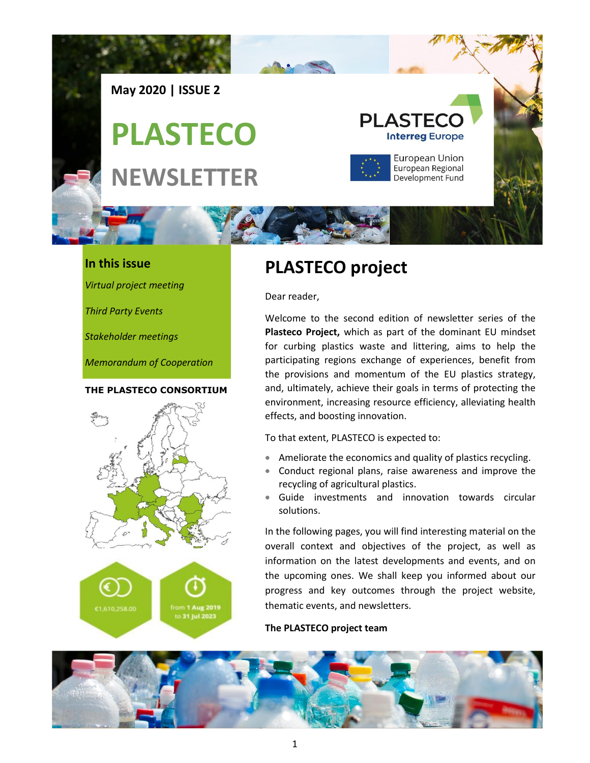May 2020 | ISSUE 2

# PLASTECO NEWSLETTER

PLASTECO
Interreg Europe

European Union
European Regional Development Fund

## In this issue

*Virtual project meeting*

*Third Party Events*

*Stakeholder meetings*

*Memorandum of Cooperation*

**THE PLASTECO CONSORTIUM**

€1,610,258.00

from 1 Aug 2019 to 31 Jul 2023

# PLASTECO project

Dear reader,

Welcome to the second edition of newsletter series of the **Plasteco Project,** which as part of the dominant EU mindset for curbing plastics waste and littering, aims to help the participating regions exchange of experiences, benefit from the provisions and momentum of the EU plastics strategy, and, ultimately, achieve their goals in terms of protecting the environment, increasing resource efficiency, alleviating health effects, and boosting innovation.

To that extent, PLASTECO is expected to:

- Ameliorate the economics and quality of plastics recycling.
- Conduct regional plans, raise awareness and improve the recycling of agricultural plastics.
- Guide investments and innovation towards circular solutions.

In the following pages, you will find interesting material on the overall context and objectives of the project, as well as information on the latest developments and events, and on the upcoming ones. We shall keep you informed about our progress and key outcomes through the project website, thematic events, and newsletters.

**The PLASTECO project team**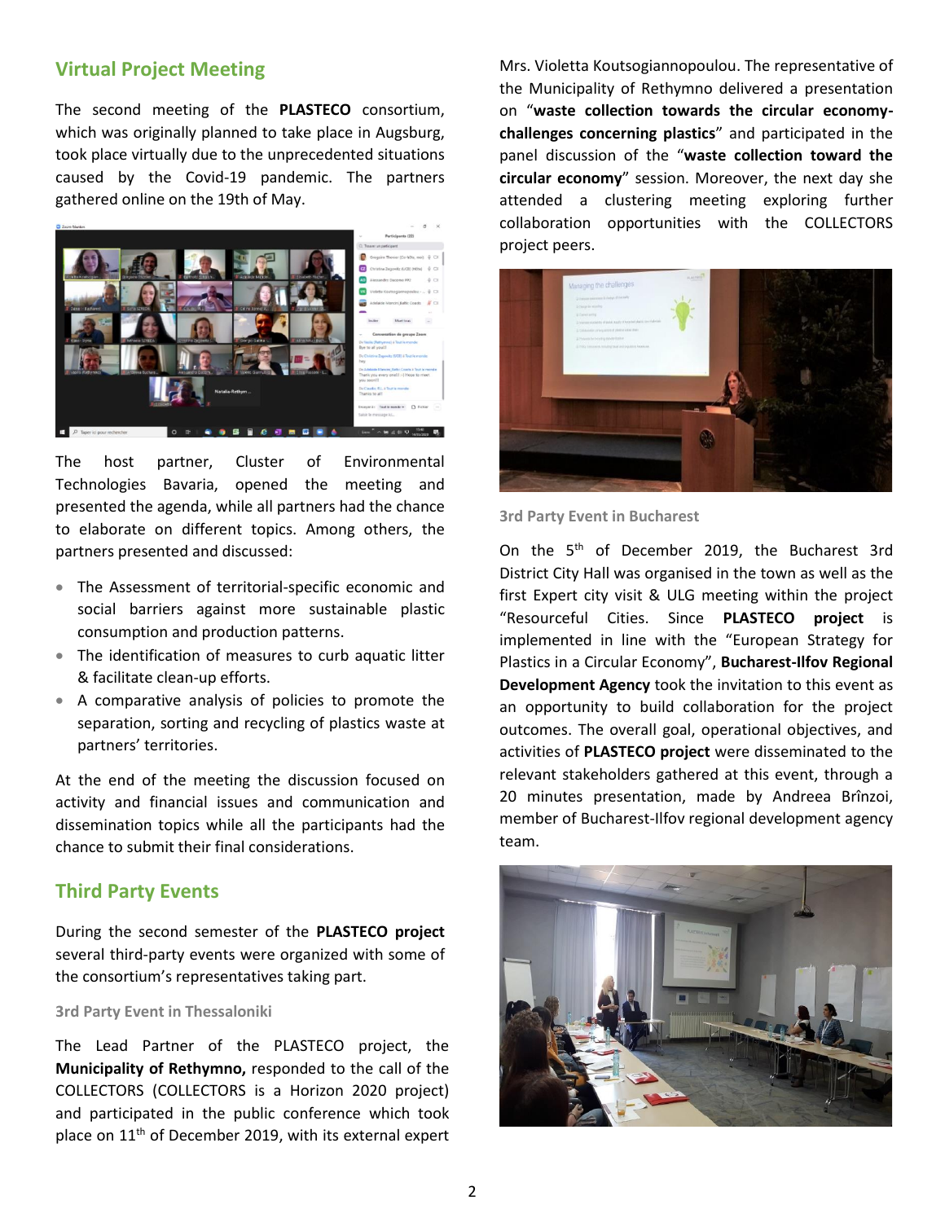## Virtual Project Meeting

The second meeting of the **PLASTECO** consortium, which was originally planned to take place in Augsburg, took place virtually due to the unprecedented situations caused by the Covid-19 pandemic. The partners gathered online on the 19th of May.

The host partner, Cluster of Environmental Technologies Bavaria, opened the meeting and presented the agenda, while all partners had the chance to elaborate on different topics. Among others, the partners presented and discussed:

- The Assessment of territorial-specific economic and social barriers against more sustainable plastic consumption and production patterns.
- The identification of measures to curb aquatic litter & facilitate clean-up efforts.
- A comparative analysis of policies to promote the separation, sorting and recycling of plastics waste at partners' territories.

At the end of the meeting the discussion focused on activity and financial issues and communication and dissemination topics while all the participants had the chance to submit their final considerations.

## Third Party Events

During the second semester of the **PLASTECO project** several third-party events were organized with some of the consortium's representatives taking part.

### 3rd Party Event in Thessaloniki

The Lead Partner of the PLASTECO project, the **Municipality of Rethymno,** responded to the call of the COLLECTORS (COLLECTORS is a Horizon 2020 project) and participated in the public conference which took place on 11th of December 2019, with its external expert Mrs. Violetta Koutsogiannopoulou. The representative of the Municipality of Rethymno delivered a presentation on "**waste collection towards the circular economy-challenges concerning plastics**" and participated in the panel discussion of the "**waste collection toward the circular economy**" session. Moreover, the next day she attended a clustering meeting exploring further collaboration opportunities with the COLLECTORS project peers.

### 3rd Party Event in Bucharest

On the 5th of December 2019, the Bucharest 3rd District City Hall was organised in the town as well as the first Expert city visit & ULG meeting within the project "Resourceful Cities. Since **PLASTECO project** is implemented in line with the "European Strategy for Plastics in a Circular Economy", **Bucharest-Ilfov Regional Development Agency** took the invitation to this event as an opportunity to build collaboration for the project outcomes. The overall goal, operational objectives, and activities of **PLASTECO project** were disseminated to the relevant stakeholders gathered at this event, through a 20 minutes presentation, made by Andreea Brînzoi, member of Bucharest-Ilfov regional development agency team.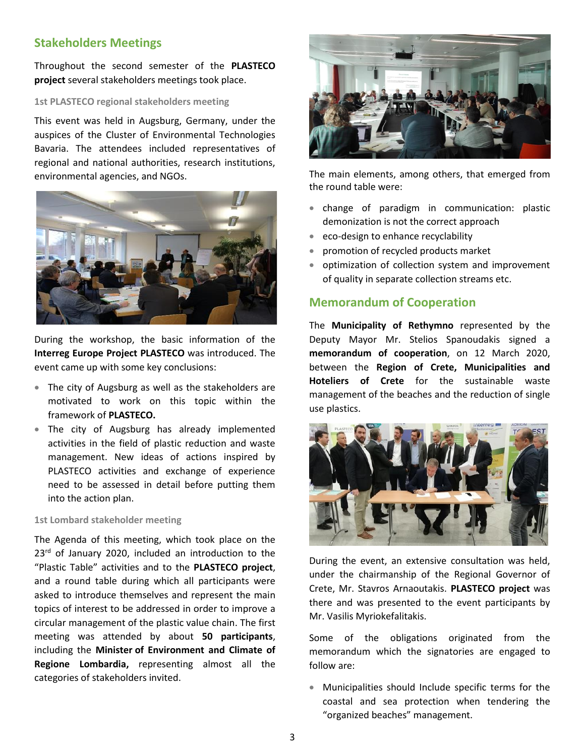## Stakeholders Meetings

Throughout the second semester of the **PLASTECO project** several stakeholders meetings took place.

### 1st PLASTECO regional stakeholders meeting

This event was held in Augsburg, Germany, under the auspices of the Cluster of Environmental Technologies Bavaria. The attendees included representatives of regional and national authorities, research institutions, environmental agencies, and NGOs.

During the workshop, the basic information of the **Interreg Europe Project PLASTECO** was introduced. The event came up with some key conclusions:

- The city of Augsburg as well as the stakeholders are motivated to work on this topic within the framework of **PLASTECO.**
- The city of Augsburg has already implemented activities in the field of plastic reduction and waste management. New ideas of actions inspired by PLASTECO activities and exchange of experience need to be assessed in detail before putting them into the action plan.

### 1st Lombard stakeholder meeting

The Agenda of this meeting, which took place on the 23rd of January 2020, included an introduction to the "Plastic Table" activities and to the **PLASTECO project**, and a round table during which all participants were asked to introduce themselves and represent the main topics of interest to be addressed in order to improve a circular management of the plastic value chain. The first meeting was attended by about **50 participants**, including the **Minister of Environment and Climate of Regione Lombardia,** representing almost all the categories of stakeholders invited.

The main elements, among others, that emerged from the round table were:

- change of paradigm in communication: plastic demonization is not the correct approach
- eco-design to enhance recyclability
- promotion of recycled products market
- optimization of collection system and improvement of quality in separate collection streams etc.

## Memorandum of Cooperation

The **Municipality of Rethymno** represented by the Deputy Mayor Mr. Stelios Spanoudakis signed a **memorandum of cooperation**, on 12 March 2020, between the **Region of Crete, Municipalities and Hoteliers of Crete** for the sustainable waste management of the beaches and the reduction of single use plastics.

During the event, an extensive consultation was held, under the chairmanship of the Regional Governor of Crete, Mr. Stavros Arnaoutakis. **PLASTECO project** was there and was presented to the event participants by Mr. Vasilis Myriokefalitakis.

Some of the obligations originated from the memorandum which the signatories are engaged to follow are:

- Municipalities should Include specific terms for the coastal and sea protection when tendering the "organized beaches" management.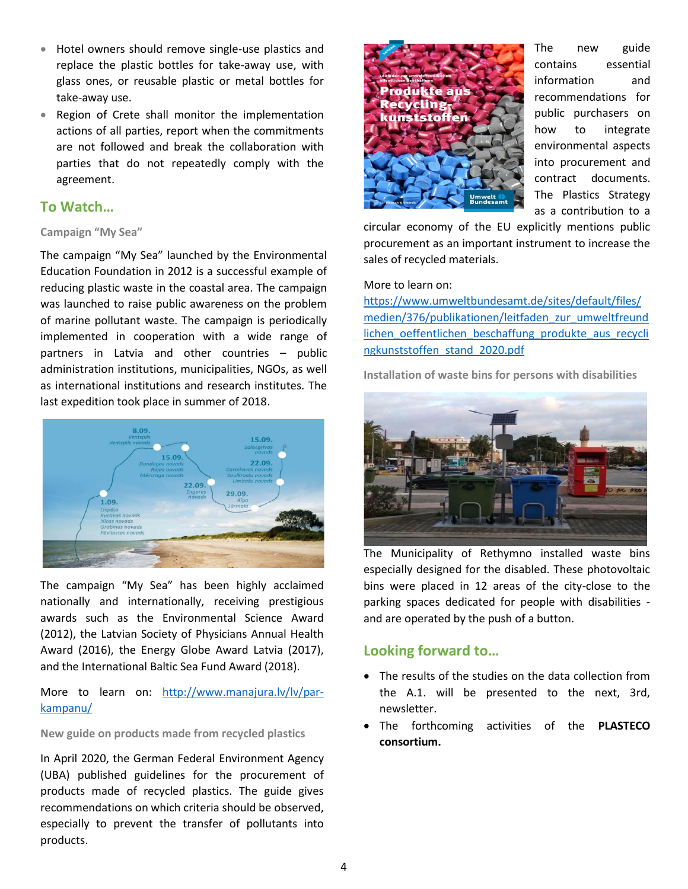- Hotel owners should remove single-use plastics and replace the plastic bottles for take-away use, with glass ones, or reusable plastic or metal bottles for take-away use.
- Region of Crete shall monitor the implementation actions of all parties, report when the commitments are not followed and break the collaboration with parties that do not repeatedly comply with the agreement.

## To Watch…

### Campaign "My Sea"

The campaign "My Sea" launched by the Environmental Education Foundation in 2012 is a successful example of reducing plastic waste in the coastal area. The campaign was launched to raise public awareness on the problem of marine pollutant waste. The campaign is periodically implemented in cooperation with a wide range of partners in Latvia and other countries – public administration institutions, municipalities, NGOs, as well as international institutions and research institutes. The last expedition took place in summer of 2018.

The campaign "My Sea" has been highly acclaimed nationally and internationally, receiving prestigious awards such as the Environmental Science Award (2012), the Latvian Society of Physicians Annual Health Award (2016), the Energy Globe Award Latvia (2017), and the International Baltic Sea Fund Award (2018).

More to learn on: http://www.manajura.lv/lv/par-kampanu/

### New guide on products made from recycled plastics

In April 2020, the German Federal Environment Agency (UBA) published guidelines for the procurement of products made of recycled plastics. The guide gives recommendations on which criteria should be observed, especially to prevent the transfer of pollutants into products.

The new guide contains essential information and recommendations for public purchasers on how to integrate environmental aspects into procurement and contract documents. The Plastics Strategy as a contribution to a circular economy of the EU explicitly mentions public procurement as an important instrument to increase the sales of recycled materials.

More to learn on:
https://www.umweltbundesamt.de/sites/default/files/medien/376/publikationen/leitfaden_zur_umweltfreundlichen_oeffentlichen_beschaffung_produkte_aus_recyclingkunststoffen_stand_2020.pdf

### Installation of waste bins for persons with disabilities

The Municipality of Rethymno installed waste bins especially designed for the disabled. These photovoltaic bins were placed in 12 areas of the city-close to the parking spaces dedicated for people with disabilities - and are operated by the push of a button.

## Looking forward to…

- The results of the studies on the data collection from the A.1. will be presented to the next, 3rd, newsletter.
- The forthcoming activities of the **PLASTECO consortium.**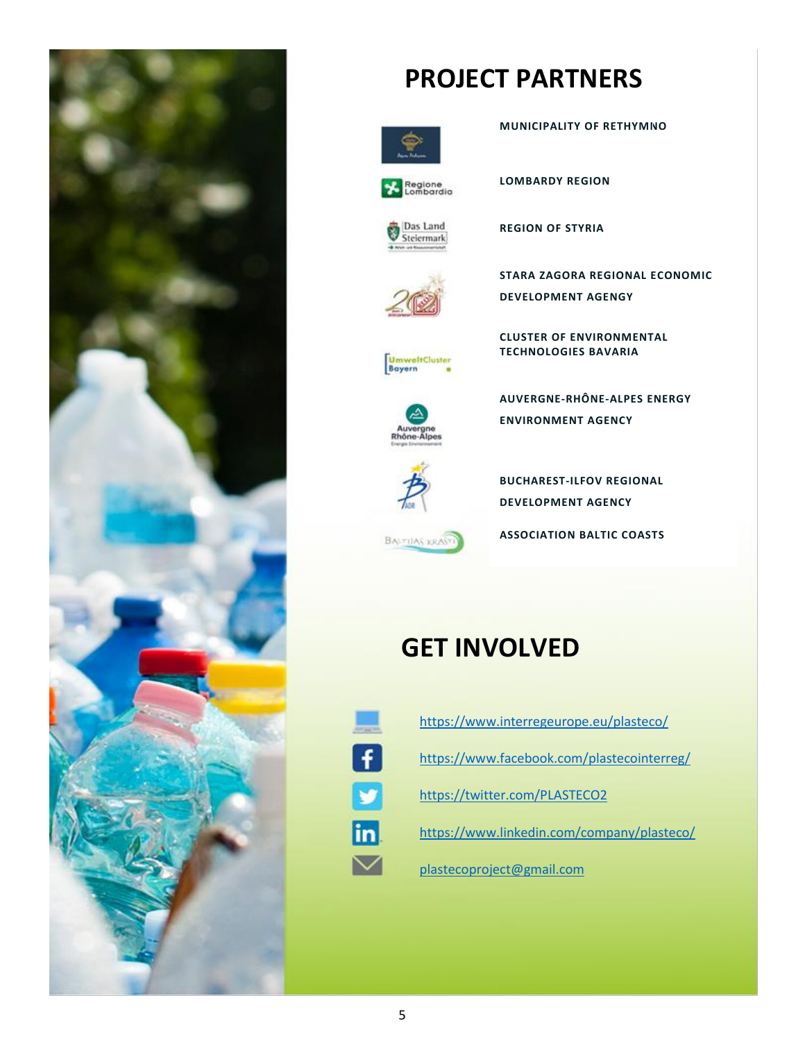# PROJECT PARTNERS

MUNICIPALITY OF RETHYMNO

LOMBARDY REGION

REGION OF STYRIA

STARA ZAGORA REGIONAL ECONOMIC DEVELOPMENT AGENGY

CLUSTER OF ENVIRONMENTAL TECHNOLOGIES BAVARIA

AUVERGNE-RHÔNE-ALPES ENERGY ENVIRONMENT AGENCY

BUCHAREST-ILFOV REGIONAL DEVELOPMENT AGENCY

ASSOCIATION BALTIC COASTS

# GET INVOLVED

https://www.interregeurope.eu/plasteco/

https://www.facebook.com/plastecointerreg/

https://twitter.com/PLASTECO2

https://www.linkedin.com/company/plasteco/

plastecoproject@gmail.com